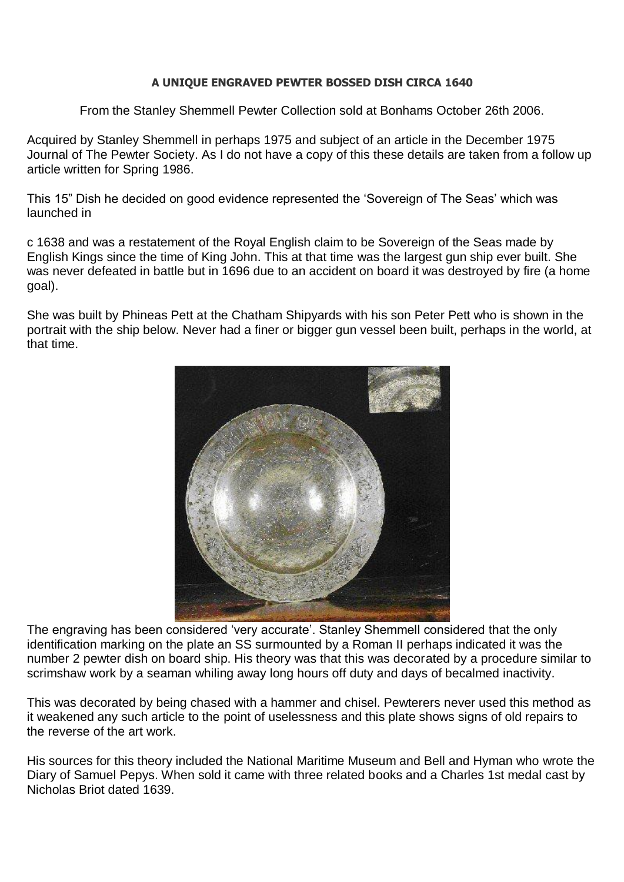**A UNIQUE ENGRAVED PEWTER BOSSED DISH CIRCA 1640**

From the Stanley Shemmell Pewter Collection sold at Bonhams October 26th 2006.

Acquired by Stanley Shemmell in perhaps 1975 and subject of an article in the December 1975 Journal of The Pewter Society. As I do not have a copy of this these details are taken from a follow up article written for Spring 1986.

This 15" Dish he decided on good evidence represented the 'Sovereign of The Seas' which was launched in

c 1638 and was a restatement of the Royal English claim to be Sovereign of the Seas made by English Kings since the time of King John. This at that time was the largest gun ship ever built. She was never defeated in battle but in 1696 due to an accident on board it was destroyed by fire (a home goal).

She was built by Phineas Pett at the Chatham Shipyards with his son Peter Pett who is shown in the portrait with the ship below. Never had a finer or bigger gun vessel been built, perhaps in the world, at that time.

The engraving has been considered 'very accurate'. Stanley Shemmell considered that the only identification marking on the plate an SS surmounted by a Roman II perhaps indicated it was the number 2 pewter dish on board ship. His theory was that this was decorated by a procedure similar to scrimshaw work by a seaman whiling away long hours off duty and days of becalmed inactivity.

This was decorated by being chased with a hammer and chisel. Pewterers never used this method as it weakened any such article to the point of uselessness and this plate shows signs of old repairs to the reverse of the art work.

His sources for this theory included the National Maritime Museum and Bell and Hyman who wrote the Diary of Samuel Pepys. When sold it came with three related books and a Charles 1st medal cast by Nicholas Briot dated 1639.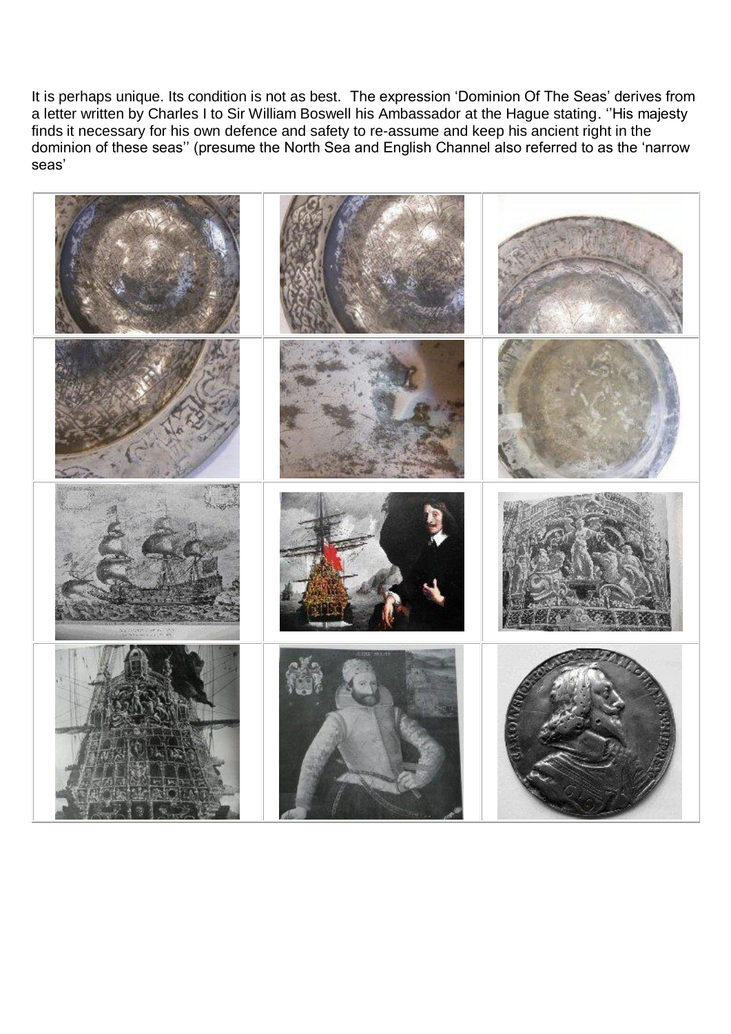It is perhaps unique. Its condition is not as best. The expression 'Dominion Of The Seas' derives from a letter written by Charles I to Sir William Boswell his Ambassador at the Hague stating. ''His majesty finds it necessary for his own defence and safety to re-assume and keep his ancient right in the dominion of these seas'' (presume the North Sea and English Channel also referred to as the 'narrow seas'